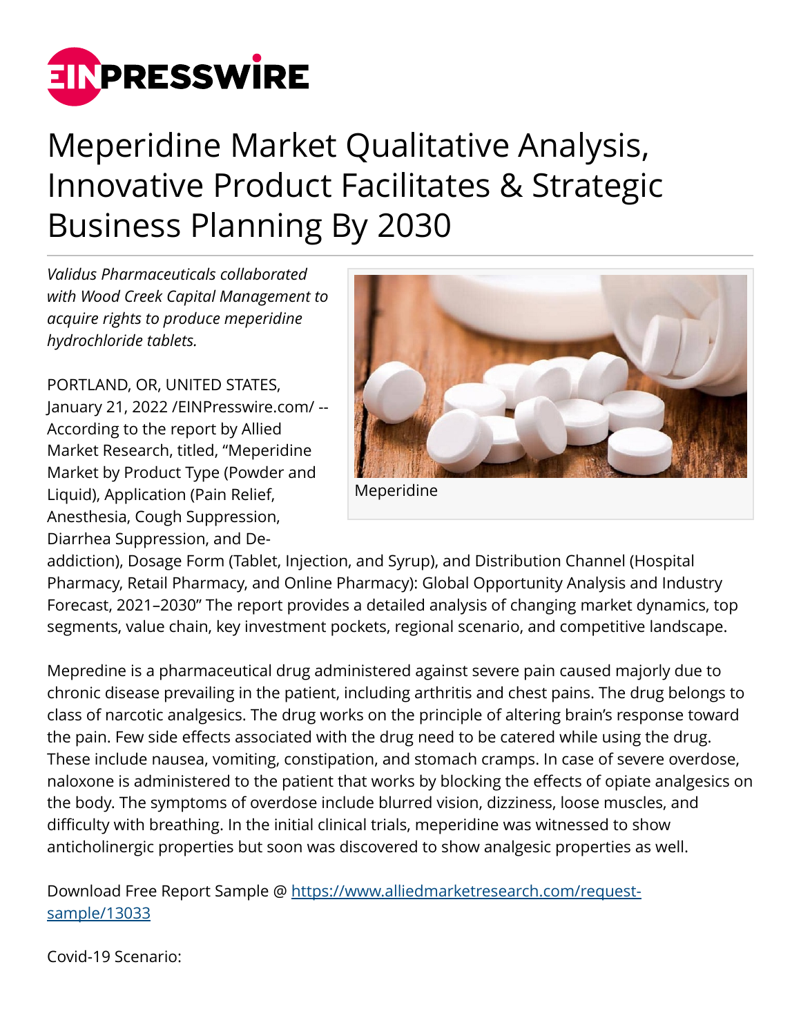# Meperidine Market Qualitative Analysis, Innovative Product Facilitates & Strategic Business Planning By 2030

*Validus Pharmaceuticals collaborated with Wood Creek Capital Management to acquire rights to produce meperidine hydrochloride tablets.*

Meperidine

PORTLAND, OR, UNITED STATES, January 21, 2022 /EINPresswire.com/ -- According to the report by Allied Market Research, titled, "Meperidine Market by Product Type (Powder and Liquid), Application (Pain Relief, Anesthesia, Cough Suppression, Diarrhea Suppression, and De-addiction), Dosage Form (Tablet, Injection, and Syrup), and Distribution Channel (Hospital Pharmacy, Retail Pharmacy, and Online Pharmacy): Global Opportunity Analysis and Industry Forecast, 2021–2030" The report provides a detailed analysis of changing market dynamics, top segments, value chain, key investment pockets, regional scenario, and competitive landscape.

Mepredine is a pharmaceutical drug administered against severe pain caused majorly due to chronic disease prevailing in the patient, including arthritis and chest pains. The drug belongs to class of narcotic analgesics. The drug works on the principle of altering brain's response toward the pain. Few side effects associated with the drug need to be catered while using the drug. These include nausea, vomiting, constipation, and stomach cramps. In case of severe overdose, naloxone is administered to the patient that works by blocking the effects of opiate analgesics on the body. The symptoms of overdose include blurred vision, dizziness, loose muscles, and difficulty with breathing. In the initial clinical trials, meperidine was witnessed to show anticholinergic properties but soon was discovered to show analgesic properties as well.

Download Free Report Sample @ https://www.alliedmarketresearch.com/request-sample/13033

Covid-19 Scenario: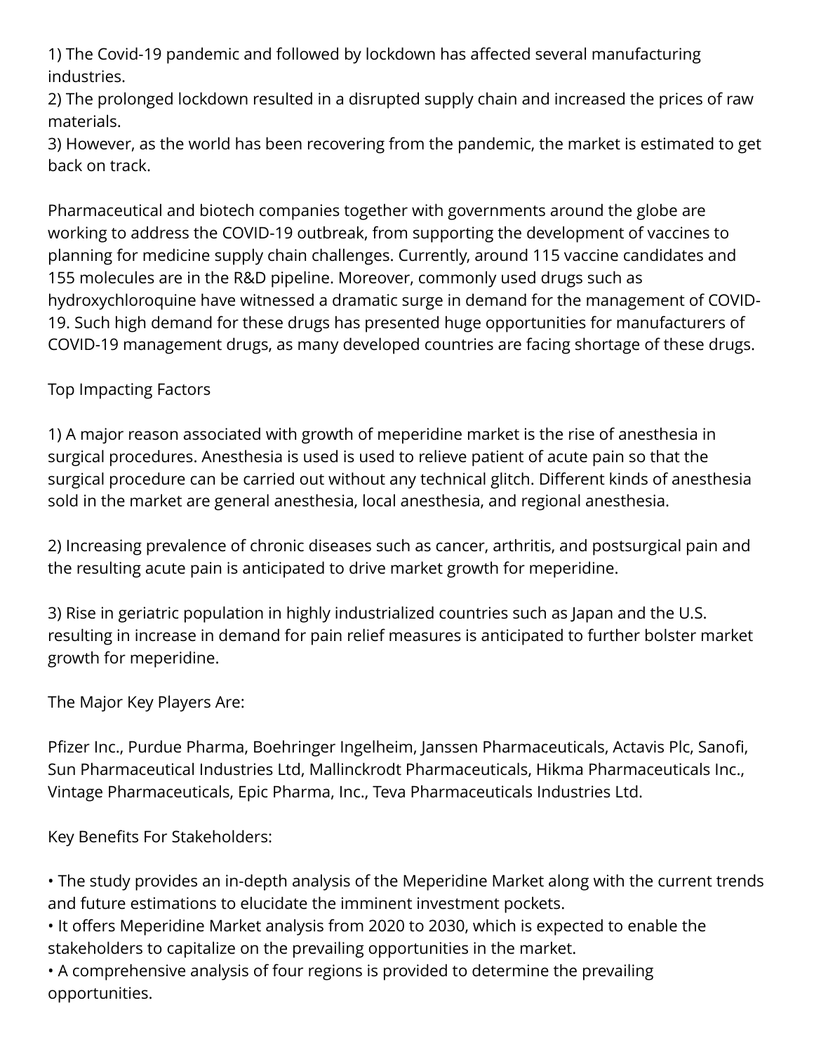1) The Covid-19 pandemic and followed by lockdown has affected several manufacturing industries.
2) The prolonged lockdown resulted in a disrupted supply chain and increased the prices of raw materials.
3) However, as the world has been recovering from the pandemic, the market is estimated to get back on track.

Pharmaceutical and biotech companies together with governments around the globe are working to address the COVID-19 outbreak, from supporting the development of vaccines to planning for medicine supply chain challenges. Currently, around 115 vaccine candidates and 155 molecules are in the R&D pipeline. Moreover, commonly used drugs such as hydroxychloroquine have witnessed a dramatic surge in demand for the management of COVID-19. Such high demand for these drugs has presented huge opportunities for manufacturers of COVID-19 management drugs, as many developed countries are facing shortage of these drugs.

Top Impacting Factors

1) A major reason associated with growth of meperidine market is the rise of anesthesia in surgical procedures. Anesthesia is used is used to relieve patient of acute pain so that the surgical procedure can be carried out without any technical glitch. Different kinds of anesthesia sold in the market are general anesthesia, local anesthesia, and regional anesthesia.

2) Increasing prevalence of chronic diseases such as cancer, arthritis, and postsurgical pain and the resulting acute pain is anticipated to drive market growth for meperidine.

3) Rise in geriatric population in highly industrialized countries such as Japan and the U.S. resulting in increase in demand for pain relief measures is anticipated to further bolster market growth for meperidine.

The Major Key Players Are:

Pfizer Inc., Purdue Pharma, Boehringer Ingelheim, Janssen Pharmaceuticals, Actavis Plc, Sanofi, Sun Pharmaceutical Industries Ltd, Mallinckrodt Pharmaceuticals, Hikma Pharmaceuticals Inc., Vintage Pharmaceuticals, Epic Pharma, Inc., Teva Pharmaceuticals Industries Ltd.

Key Benefits For Stakeholders:

- The study provides an in-depth analysis of the Meperidine Market along with the current trends and future estimations to elucidate the imminent investment pockets.
- It offers Meperidine Market analysis from 2020 to 2030, which is expected to enable the stakeholders to capitalize on the prevailing opportunities in the market.
- A comprehensive analysis of four regions is provided to determine the prevailing opportunities.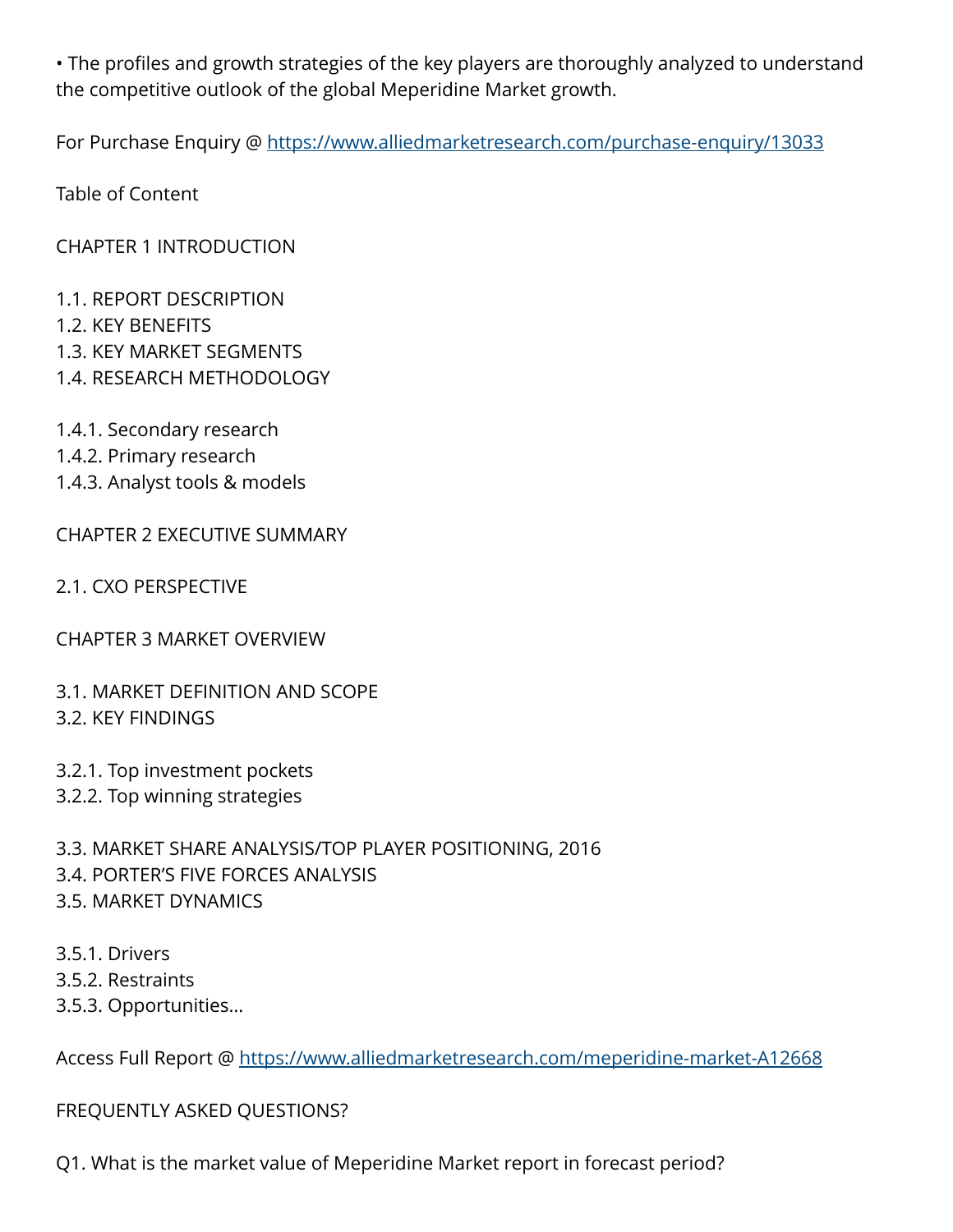• The profiles and growth strategies of the key players are thoroughly analyzed to understand the competitive outlook of the global Meperidine Market growth.

For Purchase Enquiry @ [https://www.alliedmarketresearch.com/purchase-enquiry/13033](https://www.alliedmarketresearch.com/purchase-enquiry/13033)

Table of Content

CHAPTER 1 INTRODUCTION

1.1. REPORT DESCRIPTION
1.2. KEY BENEFITS
1.3. KEY MARKET SEGMENTS
1.4. RESEARCH METHODOLOGY

1.4.1. Secondary research
1.4.2. Primary research
1.4.3. Analyst tools & models

CHAPTER 2 EXECUTIVE SUMMARY

2.1. CXO PERSPECTIVE

CHAPTER 3 MARKET OVERVIEW

3.1. MARKET DEFINITION AND SCOPE
3.2. KEY FINDINGS

3.2.1. Top investment pockets
3.2.2. Top winning strategies

3.3. MARKET SHARE ANALYSIS/TOP PLAYER POSITIONING, 2016
3.4. PORTER'S FIVE FORCES ANALYSIS
3.5. MARKET DYNAMICS

3.5.1. Drivers
3.5.2. Restraints
3.5.3. Opportunities...

Access Full Report @ [https://www.alliedmarketresearch.com/meperidine-market-A12668](https://www.alliedmarketresearch.com/meperidine-market-A12668)

FREQUENTLY ASKED QUESTIONS?

Q1. What is the market value of Meperidine Market report in forecast period?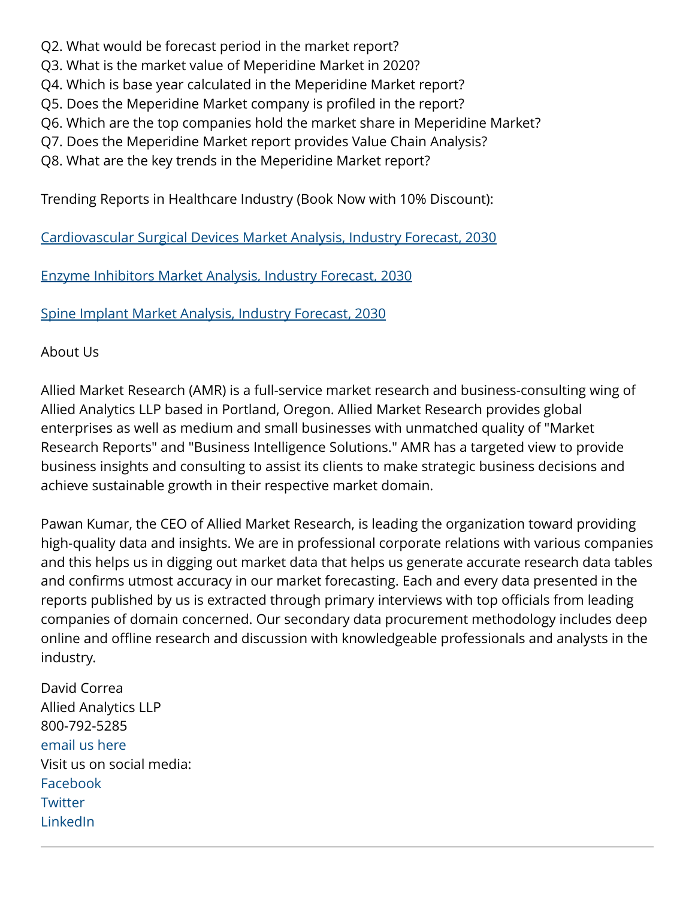Q2. What would be forecast period in the market report?
Q3. What is the market value of Meperidine Market in 2020?
Q4. Which is base year calculated in the Meperidine Market report?
Q5. Does the Meperidine Market company is profiled in the report?
Q6. Which are the top companies hold the market share in Meperidine Market?
Q7. Does the Meperidine Market report provides Value Chain Analysis?
Q8. What are the key trends in the Meperidine Market report?

Trending Reports in Healthcare Industry (Book Now with 10% Discount):

Cardiovascular Surgical Devices Market Analysis, Industry Forecast, 2030

Enzyme Inhibitors Market Analysis, Industry Forecast, 2030

Spine Implant Market Analysis, Industry Forecast, 2030

About Us

Allied Market Research (AMR) is a full-service market research and business-consulting wing of Allied Analytics LLP based in Portland, Oregon. Allied Market Research provides global enterprises as well as medium and small businesses with unmatched quality of "Market Research Reports" and "Business Intelligence Solutions." AMR has a targeted view to provide business insights and consulting to assist its clients to make strategic business decisions and achieve sustainable growth in their respective market domain.

Pawan Kumar, the CEO of Allied Market Research, is leading the organization toward providing high-quality data and insights. We are in professional corporate relations with various companies and this helps us in digging out market data that helps us generate accurate research data tables and confirms utmost accuracy in our market forecasting. Each and every data presented in the reports published by us is extracted through primary interviews with top officials from leading companies of domain concerned. Our secondary data procurement methodology includes deep online and offline research and discussion with knowledgeable professionals and analysts in the industry.

David Correa
Allied Analytics LLP
800-792-5285
email us here
Visit us on social media:
Facebook
Twitter
LinkedIn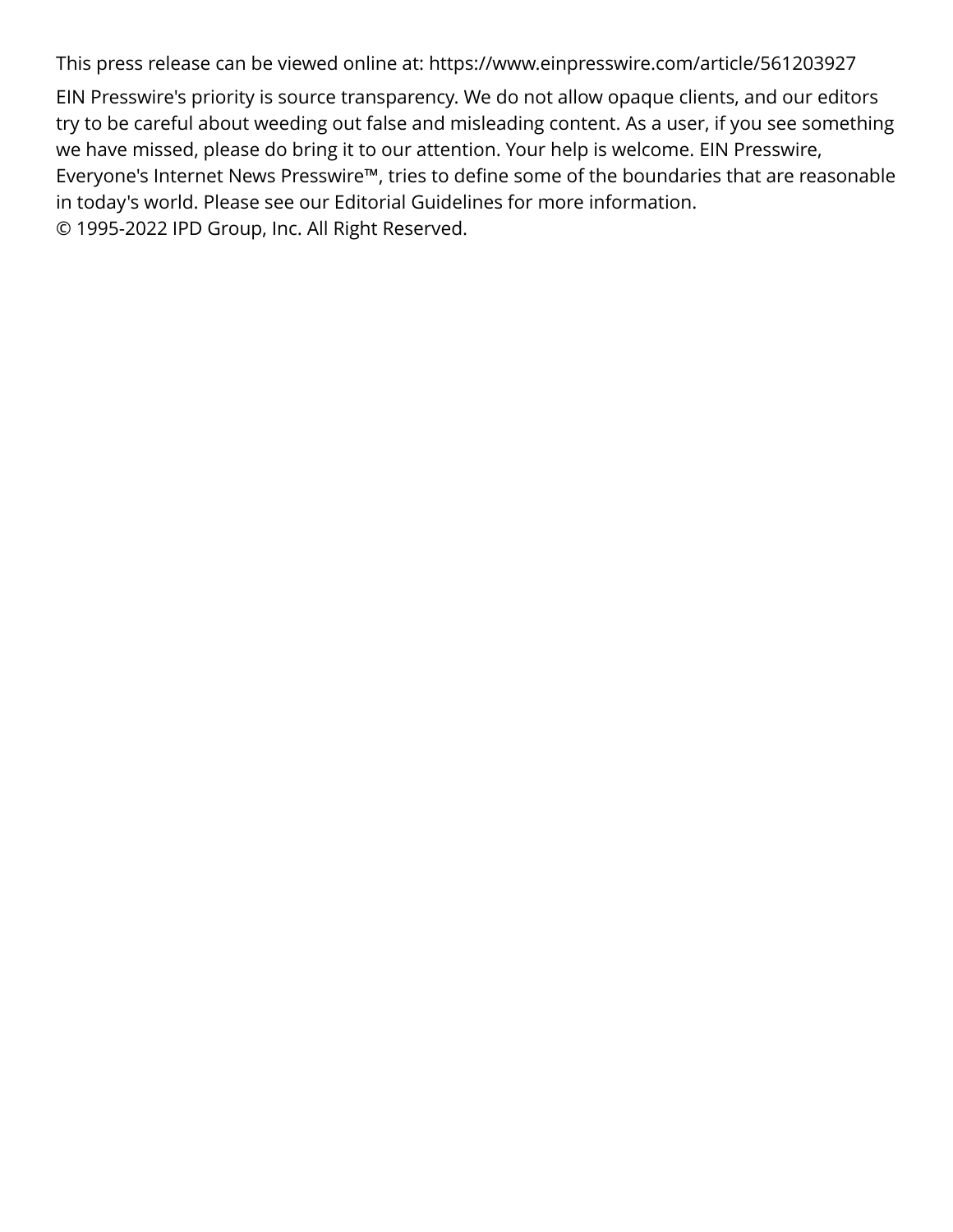This press release can be viewed online at: https://www.einpresswire.com/article/561203927

EIN Presswire's priority is source transparency. We do not allow opaque clients, and our editors try to be careful about weeding out false and misleading content. As a user, if you see something we have missed, please do bring it to our attention. Your help is welcome. EIN Presswire, Everyone's Internet News Presswire™, tries to define some of the boundaries that are reasonable in today's world. Please see our Editorial Guidelines for more information.
© 1995-2022 IPD Group, Inc. All Right Reserved.